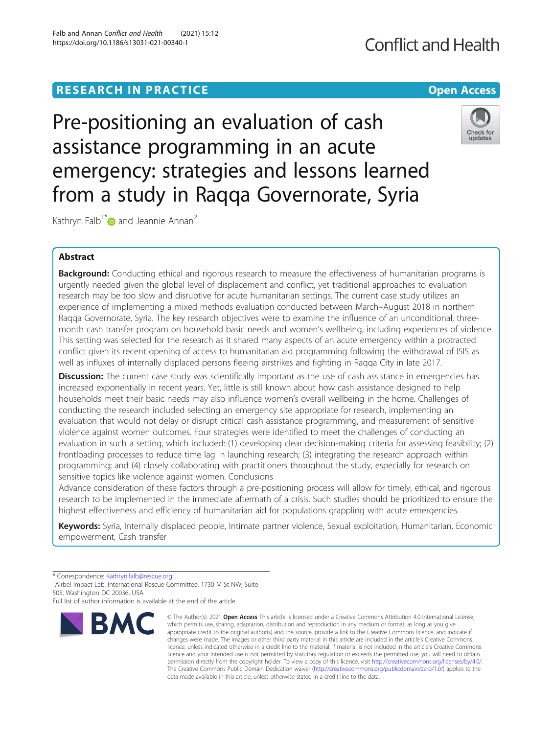RESEARCH IN PRACTICE

Open Access

# Pre-positioning an evaluation of cash assistance programming in an acute emergency: strategies and lessons learned from a study in Raqqa Governorate, Syria

Kathryn Falb[1*] and Jeannie Annan[2]

## Abstract

**Background:** Conducting ethical and rigorous research to measure the effectiveness of humanitarian programs is urgently needed given the global level of displacement and conflict, yet traditional approaches to evaluation research may be too slow and disruptive for acute humanitarian settings. The current case study utilizes an experience of implementing a mixed methods evaluation conducted between March–August 2018 in northern Raqqa Governorate, Syria. The key research objectives were to examine the influence of an unconditional, three-month cash transfer program on household basic needs and women's wellbeing, including experiences of violence. This setting was selected for the research as it shared many aspects of an acute emergency within a protracted conflict given its recent opening of access to humanitarian aid programming following the withdrawal of ISIS as well as influxes of internally displaced persons fleeing airstrikes and fighting in Raqqa City in late 2017.

**Discussion:** The current case study was scientifically important as the use of cash assistance in emergencies has increased exponentially in recent years. Yet, little is still known about how cash assistance designed to help households meet their basic needs may also influence women's overall wellbeing in the home. Challenges of conducting the research included selecting an emergency site appropriate for research, implementing an evaluation that would not delay or disrupt critical cash assistance programming, and measurement of sensitive violence against women outcomes. Four strategies were identified to meet the challenges of conducting an evaluation in such a setting, which included: (1) developing clear decision-making criteria for assessing feasibility; (2) frontloading processes to reduce time lag in launching research; (3) integrating the research approach within programming; and (4) closely collaborating with practitioners throughout the study, especially for research on sensitive topics like violence against women. Conclusions

Advance consideration of these factors through a pre-positioning process will allow for timely, ethical, and rigorous research to be implemented in the immediate aftermath of a crisis. Such studies should be prioritized to ensure the highest effectiveness and efficiency of humanitarian aid for populations grappling with acute emergencies.

**Keywords:** Syria, Internally displaced people, Intimate partner violence, Sexual exploitation, Humanitarian, Economic empowerment, Cash transfer

---

\* Correspondence: Kathryn.falb@rescue.org

[1]Airbel Impact Lab, International Rescue Committee, 1730 M St NW, Suite 505, Washington DC 20036, USA

Full list of author information is available at the end of the article

© The Author(s). 2021 **Open Access** This article is licensed under a Creative Commons Attribution 4.0 International License, which permits use, sharing, adaptation, distribution and reproduction in any medium or format, as long as you give appropriate credit to the original author(s) and the source, provide a link to the Creative Commons licence, and indicate if changes were made. The images or other third party material in this article are included in the article's Creative Commons licence, unless indicated otherwise in a credit line to the material. If material is not included in the article's Creative Commons licence and your intended use is not permitted by statutory regulation or exceeds the permitted use, you will need to obtain permission directly from the copyright holder. To view a copy of this licence, visit http://creativecommons.org/licenses/by/4.0/. The Creative Commons Public Domain Dedication waiver (http://creativecommons.org/publicdomain/zero/1.0/) applies to the data made available in this article, unless otherwise stated in a credit line to the data.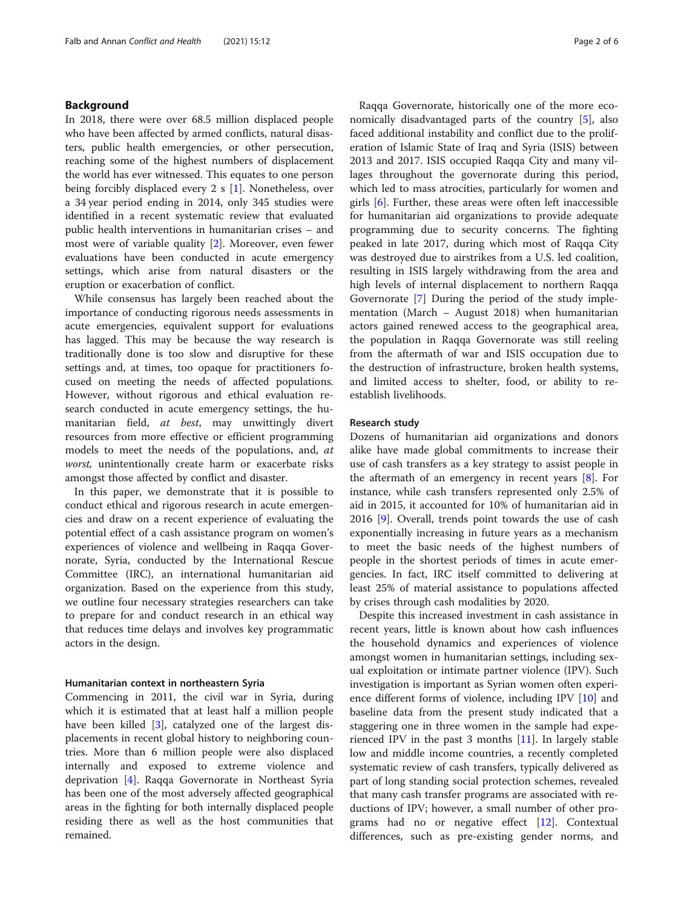## Background

In 2018, there were over 68.5 million displaced people who have been affected by armed conflicts, natural disasters, public health emergencies, or other persecution, reaching some of the highest numbers of displacement the world has ever witnessed. This equates to one person being forcibly displaced every 2 s [1]. Nonetheless, over a 34 year period ending in 2014, only 345 studies were identified in a recent systematic review that evaluated public health interventions in humanitarian crises – and most were of variable quality [2]. Moreover, even fewer evaluations have been conducted in acute emergency settings, which arise from natural disasters or the eruption or exacerbation of conflict.

While consensus has largely been reached about the importance of conducting rigorous needs assessments in acute emergencies, equivalent support for evaluations has lagged. This may be because the way research is traditionally done is too slow and disruptive for these settings and, at times, too opaque for practitioners focused on meeting the needs of affected populations. However, without rigorous and ethical evaluation research conducted in acute emergency settings, the humanitarian field, *at best*, may unwittingly divert resources from more effective or efficient programming models to meet the needs of the populations, and, *at worst,* unintentionally create harm or exacerbate risks amongst those affected by conflict and disaster.

In this paper, we demonstrate that it is possible to conduct ethical and rigorous research in acute emergencies and draw on a recent experience of evaluating the potential effect of a cash assistance program on women's experiences of violence and wellbeing in Raqqa Governorate, Syria, conducted by the International Rescue Committee (IRC), an international humanitarian aid organization. Based on the experience from this study, we outline four necessary strategies researchers can take to prepare for and conduct research in an ethical way that reduces time delays and involves key programmatic actors in the design.

### Humanitarian context in northeastern Syria

Commencing in 2011, the civil war in Syria, during which it is estimated that at least half a million people have been killed [3], catalyzed one of the largest displacements in recent global history to neighboring countries. More than 6 million people were also displaced internally and exposed to extreme violence and deprivation [4]. Raqqa Governorate in Northeast Syria has been one of the most adversely affected geographical areas in the fighting for both internally displaced people residing there as well as the host communities that remained.

Raqqa Governorate, historically one of the more economically disadvantaged parts of the country [5], also faced additional instability and conflict due to the proliferation of Islamic State of Iraq and Syria (ISIS) between 2013 and 2017. ISIS occupied Raqqa City and many villages throughout the governorate during this period, which led to mass atrocities, particularly for women and girls [6]. Further, these areas were often left inaccessible for humanitarian aid organizations to provide adequate programming due to security concerns. The fighting peaked in late 2017, during which most of Raqqa City was destroyed due to airstrikes from a U.S. led coalition, resulting in ISIS largely withdrawing from the area and high levels of internal displacement to northern Raqqa Governorate [7] During the period of the study implementation (March – August 2018) when humanitarian actors gained renewed access to the geographical area, the population in Raqqa Governorate was still reeling from the aftermath of war and ISIS occupation due to the destruction of infrastructure, broken health systems, and limited access to shelter, food, or ability to re-establish livelihoods.

### Research study

Dozens of humanitarian aid organizations and donors alike have made global commitments to increase their use of cash transfers as a key strategy to assist people in the aftermath of an emergency in recent years [8]. For instance, while cash transfers represented only 2.5% of aid in 2015, it accounted for 10% of humanitarian aid in 2016 [9]. Overall, trends point towards the use of cash exponentially increasing in future years as a mechanism to meet the basic needs of the highest numbers of people in the shortest periods of times in acute emergencies. In fact, IRC itself committed to delivering at least 25% of material assistance to populations affected by crises through cash modalities by 2020.

Despite this increased investment in cash assistance in recent years, little is known about how cash influences the household dynamics and experiences of violence amongst women in humanitarian settings, including sexual exploitation or intimate partner violence (IPV). Such investigation is important as Syrian women often experience different forms of violence, including IPV [10] and baseline data from the present study indicated that a staggering one in three women in the sample had experienced IPV in the past 3 months [11]. In largely stable low and middle income countries, a recently completed systematic review of cash transfers, typically delivered as part of long standing social protection schemes, revealed that many cash transfer programs are associated with reductions of IPV; however, a small number of other programs had no or negative effect [12]. Contextual differences, such as pre-existing gender norms, and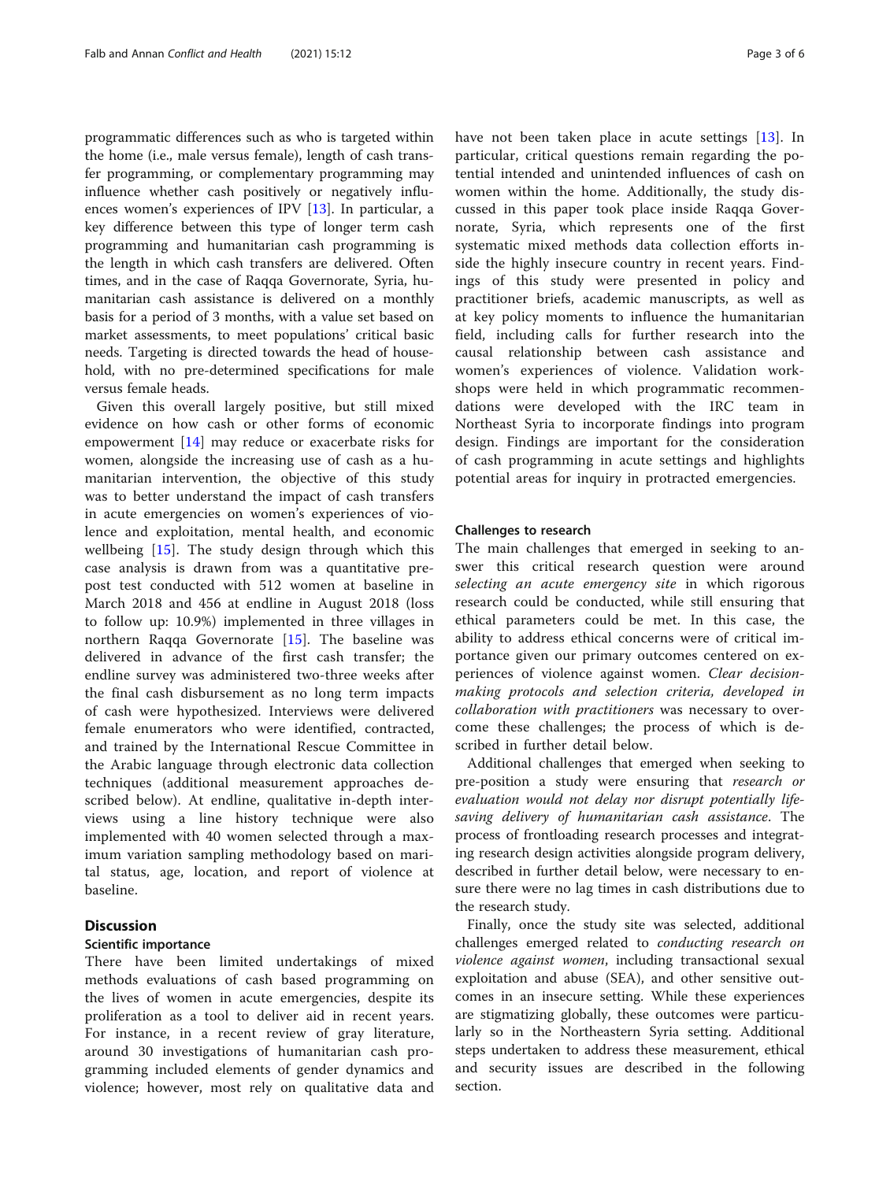programmatic differences such as who is targeted within the home (i.e., male versus female), length of cash transfer programming, or complementary programming may influence whether cash positively or negatively influences women's experiences of IPV [13]. In particular, a key difference between this type of longer term cash programming and humanitarian cash programming is the length in which cash transfers are delivered. Often times, and in the case of Raqqa Governorate, Syria, humanitarian cash assistance is delivered on a monthly basis for a period of 3 months, with a value set based on market assessments, to meet populations' critical basic needs. Targeting is directed towards the head of household, with no pre-determined specifications for male versus female heads.

Given this overall largely positive, but still mixed evidence on how cash or other forms of economic empowerment [14] may reduce or exacerbate risks for women, alongside the increasing use of cash as a humanitarian intervention, the objective of this study was to better understand the impact of cash transfers in acute emergencies on women's experiences of violence and exploitation, mental health, and economic wellbeing [15]. The study design through which this case analysis is drawn from was a quantitative pre-post test conducted with 512 women at baseline in March 2018 and 456 at endline in August 2018 (loss to follow up: 10.9%) implemented in three villages in northern Raqqa Governorate [15]. The baseline was delivered in advance of the first cash transfer; the endline survey was administered two-three weeks after the final cash disbursement as no long term impacts of cash were hypothesized. Interviews were delivered female enumerators who were identified, contracted, and trained by the International Rescue Committee in the Arabic language through electronic data collection techniques (additional measurement approaches described below). At endline, qualitative in-depth interviews using a line history technique were also implemented with 40 women selected through a maximum variation sampling methodology based on marital status, age, location, and report of violence at baseline.

## Discussion

### Scientific importance

There have been limited undertakings of mixed methods evaluations of cash based programming on the lives of women in acute emergencies, despite its proliferation as a tool to deliver aid in recent years. For instance, in a recent review of gray literature, around 30 investigations of humanitarian cash programming included elements of gender dynamics and violence; however, most rely on qualitative data and have not been taken place in acute settings [13]. In particular, critical questions remain regarding the potential intended and unintended influences of cash on women within the home. Additionally, the study discussed in this paper took place inside Raqqa Governorate, Syria, which represents one of the first systematic mixed methods data collection efforts inside the highly insecure country in recent years. Findings of this study were presented in policy and practitioner briefs, academic manuscripts, as well as at key policy moments to influence the humanitarian field, including calls for further research into the causal relationship between cash assistance and women's experiences of violence. Validation workshops were held in which programmatic recommendations were developed with the IRC team in Northeast Syria to incorporate findings into program design. Findings are important for the consideration of cash programming in acute settings and highlights potential areas for inquiry in protracted emergencies.

### Challenges to research

The main challenges that emerged in seeking to answer this critical research question were around *selecting an acute emergency site* in which rigorous research could be conducted, while still ensuring that ethical parameters could be met. In this case, the ability to address ethical concerns were of critical importance given our primary outcomes centered on experiences of violence against women. *Clear decision-making protocols and selection criteria, developed in collaboration with practitioners* was necessary to overcome these challenges; the process of which is described in further detail below.

Additional challenges that emerged when seeking to pre-position a study were ensuring that *research or evaluation would not delay nor disrupt potentially life-saving delivery of humanitarian cash assistance*. The process of frontloading research processes and integrating research design activities alongside program delivery, described in further detail below, were necessary to ensure there were no lag times in cash distributions due to the research study.

Finally, once the study site was selected, additional challenges emerged related to *conducting research on violence against women*, including transactional sexual exploitation and abuse (SEA), and other sensitive outcomes in an insecure setting. While these experiences are stigmatizing globally, these outcomes were particularly so in the Northeastern Syria setting. Additional steps undertaken to address these measurement, ethical and security issues are described in the following section.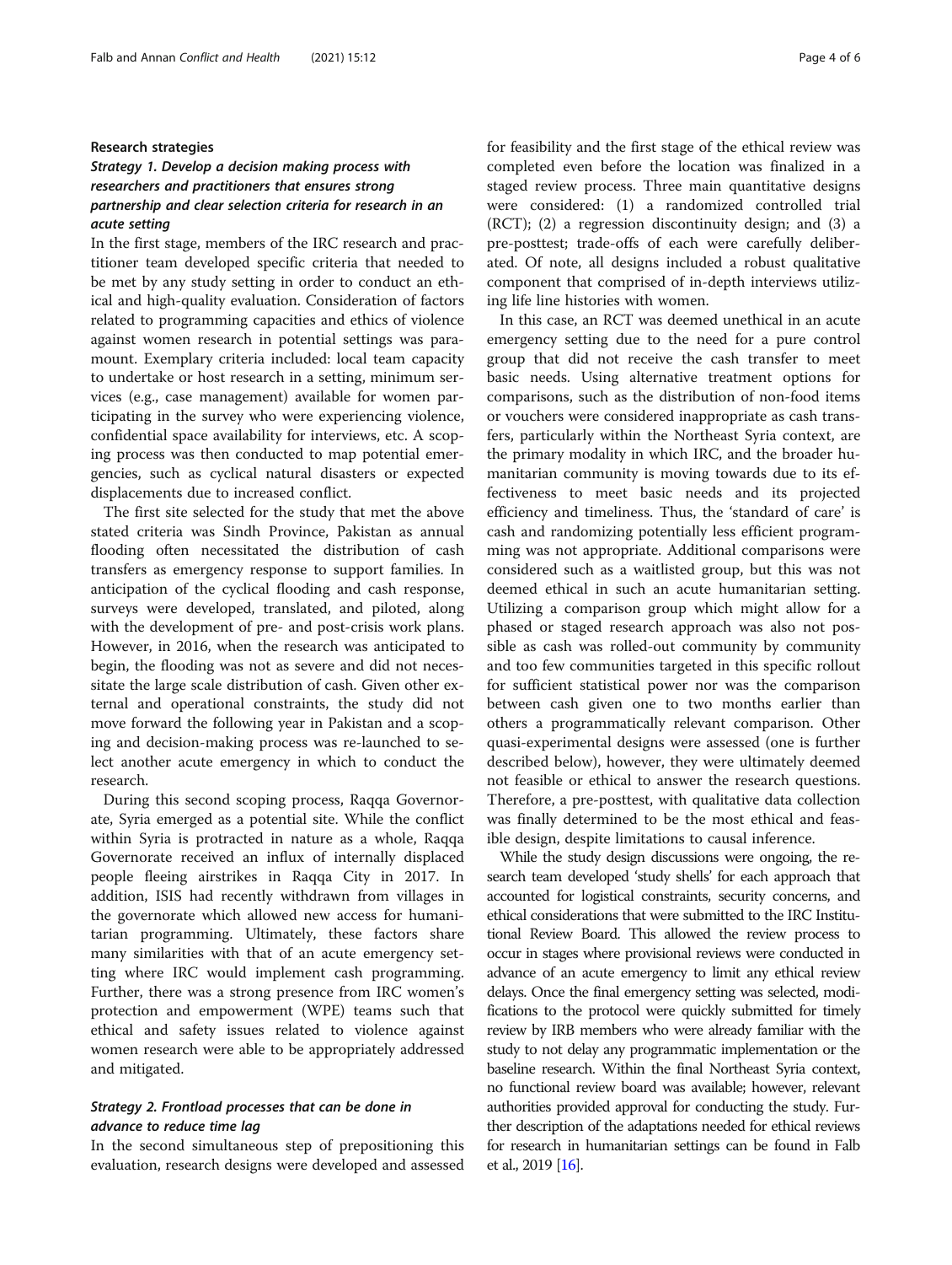## Research strategies

### *Strategy 1. Develop a decision making process with researchers and practitioners that ensures strong partnership and clear selection criteria for research in an acute setting*

In the first stage, members of the IRC research and practitioner team developed specific criteria that needed to be met by any study setting in order to conduct an ethical and high-quality evaluation. Consideration of factors related to programming capacities and ethics of violence against women research in potential settings was paramount. Exemplary criteria included: local team capacity to undertake or host research in a setting, minimum services (e.g., case management) available for women participating in the survey who were experiencing violence, confidential space availability for interviews, etc. A scoping process was then conducted to map potential emergencies, such as cyclical natural disasters or expected displacements due to increased conflict.

The first site selected for the study that met the above stated criteria was Sindh Province, Pakistan as annual flooding often necessitated the distribution of cash transfers as emergency response to support families. In anticipation of the cyclical flooding and cash response, surveys were developed, translated, and piloted, along with the development of pre- and post-crisis work plans. However, in 2016, when the research was anticipated to begin, the flooding was not as severe and did not necessitate the large scale distribution of cash. Given other external and operational constraints, the study did not move forward the following year in Pakistan and a scoping and decision-making process was re-launched to select another acute emergency in which to conduct the research.

During this second scoping process, Raqqa Governorate, Syria emerged as a potential site. While the conflict within Syria is protracted in nature as a whole, Raqqa Governorate received an influx of internally displaced people fleeing airstrikes in Raqqa City in 2017. In addition, ISIS had recently withdrawn from villages in the governorate which allowed new access for humanitarian programming. Ultimately, these factors share many similarities with that of an acute emergency setting where IRC would implement cash programming. Further, there was a strong presence from IRC women's protection and empowerment (WPE) teams such that ethical and safety issues related to violence against women research were able to be appropriately addressed and mitigated.

### *Strategy 2. Frontload processes that can be done in advance to reduce time lag*

In the second simultaneous step of prepositioning this evaluation, research designs were developed and assessed for feasibility and the first stage of the ethical review was completed even before the location was finalized in a staged review process. Three main quantitative designs were considered: (1) a randomized controlled trial (RCT); (2) a regression discontinuity design; and (3) a pre-posttest; trade-offs of each were carefully deliberated. Of note, all designs included a robust qualitative component that comprised of in-depth interviews utilizing life line histories with women.

In this case, an RCT was deemed unethical in an acute emergency setting due to the need for a pure control group that did not receive the cash transfer to meet basic needs. Using alternative treatment options for comparisons, such as the distribution of non-food items or vouchers were considered inappropriate as cash transfers, particularly within the Northeast Syria context, are the primary modality in which IRC, and the broader humanitarian community is moving towards due to its effectiveness to meet basic needs and its projected efficiency and timeliness. Thus, the 'standard of care' is cash and randomizing potentially less efficient programming was not appropriate. Additional comparisons were considered such as a waitlisted group, but this was not deemed ethical in such an acute humanitarian setting. Utilizing a comparison group which might allow for a phased or staged research approach was also not possible as cash was rolled-out community by community and too few communities targeted in this specific rollout for sufficient statistical power nor was the comparison between cash given one to two months earlier than others a programmatically relevant comparison. Other quasi-experimental designs were assessed (one is further described below), however, they were ultimately deemed not feasible or ethical to answer the research questions. Therefore, a pre-posttest, with qualitative data collection was finally determined to be the most ethical and feasible design, despite limitations to causal inference.

While the study design discussions were ongoing, the research team developed 'study shells' for each approach that accounted for logistical constraints, security concerns, and ethical considerations that were submitted to the IRC Institutional Review Board. This allowed the review process to occur in stages where provisional reviews were conducted in advance of an acute emergency to limit any ethical review delays. Once the final emergency setting was selected, modifications to the protocol were quickly submitted for timely review by IRB members who were already familiar with the study to not delay any programmatic implementation or the baseline research. Within the final Northeast Syria context, no functional review board was available; however, relevant authorities provided approval for conducting the study. Further description of the adaptations needed for ethical reviews for research in humanitarian settings can be found in Falb et al., 2019 [16].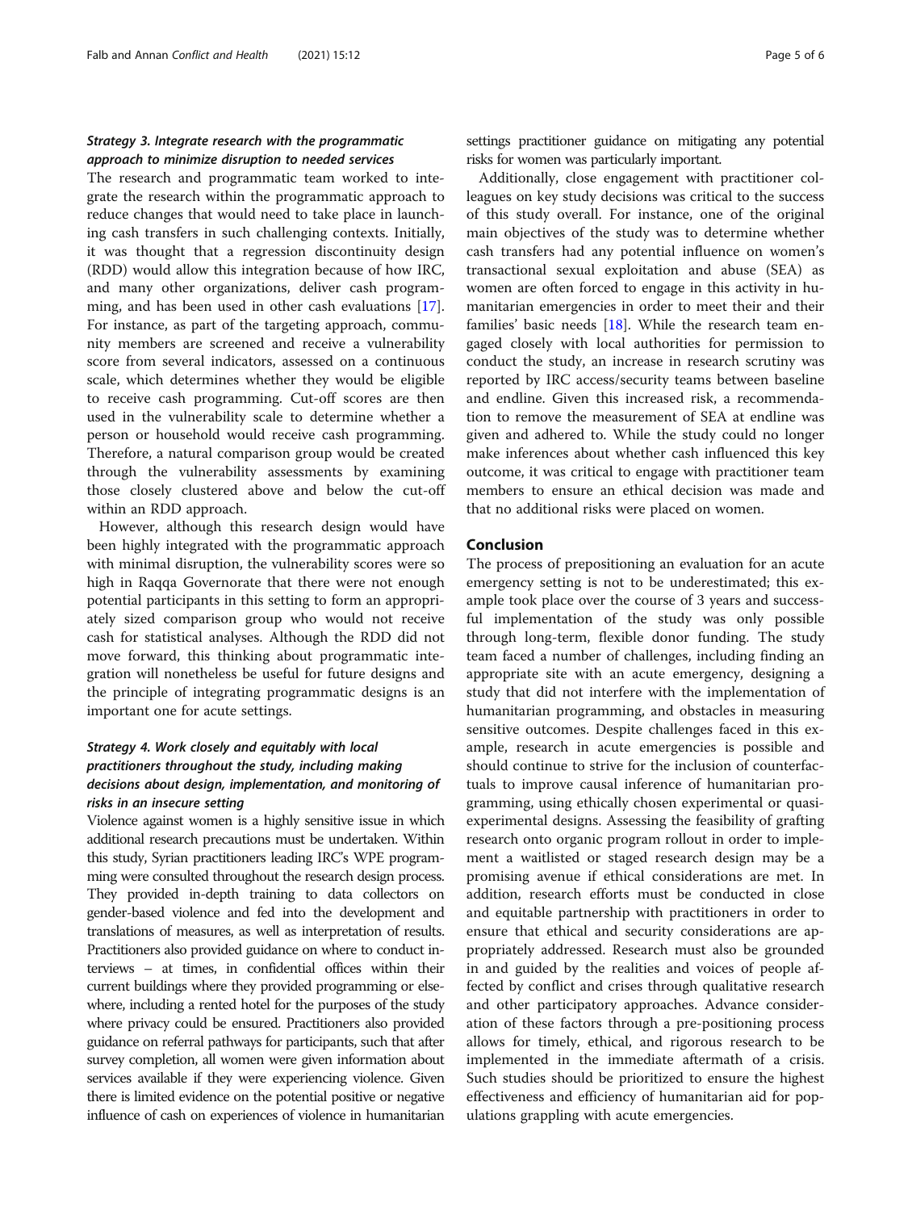### *Strategy 3. Integrate research with the programmatic approach to minimize disruption to needed services*

The research and programmatic team worked to integrate the research within the programmatic approach to reduce changes that would need to take place in launching cash transfers in such challenging contexts. Initially, it was thought that a regression discontinuity design (RDD) would allow this integration because of how IRC, and many other organizations, deliver cash programming, and has been used in other cash evaluations [17]. For instance, as part of the targeting approach, community members are screened and receive a vulnerability score from several indicators, assessed on a continuous scale, which determines whether they would be eligible to receive cash programming. Cut-off scores are then used in the vulnerability scale to determine whether a person or household would receive cash programming. Therefore, a natural comparison group would be created through the vulnerability assessments by examining those closely clustered above and below the cut-off within an RDD approach.

However, although this research design would have been highly integrated with the programmatic approach with minimal disruption, the vulnerability scores were so high in Raqqa Governorate that there were not enough potential participants in this setting to form an appropriately sized comparison group who would not receive cash for statistical analyses. Although the RDD did not move forward, this thinking about programmatic integration will nonetheless be useful for future designs and the principle of integrating programmatic designs is an important one for acute settings.

### *Strategy 4. Work closely and equitably with local practitioners throughout the study, including making decisions about design, implementation, and monitoring of risks in an insecure setting*

Violence against women is a highly sensitive issue in which additional research precautions must be undertaken. Within this study, Syrian practitioners leading IRC's WPE programming were consulted throughout the research design process. They provided in-depth training to data collectors on gender-based violence and fed into the development and translations of measures, as well as interpretation of results. Practitioners also provided guidance on where to conduct interviews – at times, in confidential offices within their current buildings where they provided programming or elsewhere, including a rented hotel for the purposes of the study where privacy could be ensured. Practitioners also provided guidance on referral pathways for participants, such that after survey completion, all women were given information about services available if they were experiencing violence. Given there is limited evidence on the potential positive or negative influence of cash on experiences of violence in humanitarian settings practitioner guidance on mitigating any potential risks for women was particularly important.

Additionally, close engagement with practitioner colleagues on key study decisions was critical to the success of this study overall. For instance, one of the original main objectives of the study was to determine whether cash transfers had any potential influence on women's transactional sexual exploitation and abuse (SEA) as women are often forced to engage in this activity in humanitarian emergencies in order to meet their and their families' basic needs [18]. While the research team engaged closely with local authorities for permission to conduct the study, an increase in research scrutiny was reported by IRC access/security teams between baseline and endline. Given this increased risk, a recommendation to remove the measurement of SEA at endline was given and adhered to. While the study could no longer make inferences about whether cash influenced this key outcome, it was critical to engage with practitioner team members to ensure an ethical decision was made and that no additional risks were placed on women.

## Conclusion

The process of prepositioning an evaluation for an acute emergency setting is not to be underestimated; this example took place over the course of 3 years and successful implementation of the study was only possible through long-term, flexible donor funding. The study team faced a number of challenges, including finding an appropriate site with an acute emergency, designing a study that did not interfere with the implementation of humanitarian programming, and obstacles in measuring sensitive outcomes. Despite challenges faced in this example, research in acute emergencies is possible and should continue to strive for the inclusion of counterfactuals to improve causal inference of humanitarian programming, using ethically chosen experimental or quasi-experimental designs. Assessing the feasibility of grafting research onto organic program rollout in order to implement a waitlisted or staged research design may be a promising avenue if ethical considerations are met. In addition, research efforts must be conducted in close and equitable partnership with practitioners in order to ensure that ethical and security considerations are appropriately addressed. Research must also be grounded in and guided by the realities and voices of people affected by conflict and crises through qualitative research and other participatory approaches. Advance consideration of these factors through a pre-positioning process allows for timely, ethical, and rigorous research to be implemented in the immediate aftermath of a crisis. Such studies should be prioritized to ensure the highest effectiveness and efficiency of humanitarian aid for populations grappling with acute emergencies.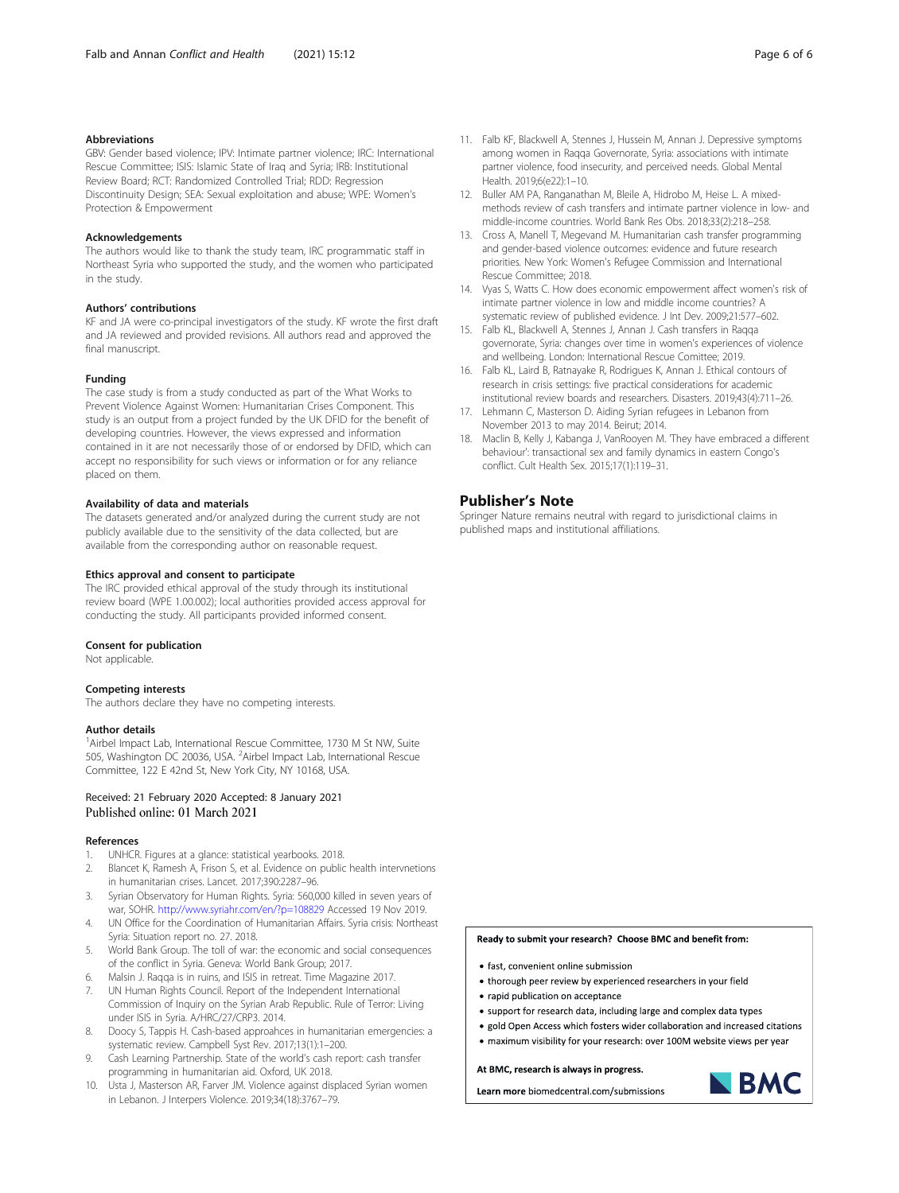### Abbreviations

GBV: Gender based violence; IPV: Intimate partner violence; IRC: International Rescue Committee; ISIS: Islamic State of Iraq and Syria; IRB: Institutional Review Board; RCT: Randomized Controlled Trial; RDD: Regression Discontinuity Design; SEA: Sexual exploitation and abuse; WPE: Women's Protection & Empowerment

### Acknowledgements

The authors would like to thank the study team, IRC programmatic staff in Northeast Syria who supported the study, and the women who participated in the study.

### Authors' contributions

KF and JA were co-principal investigators of the study. KF wrote the first draft and JA reviewed and provided revisions. All authors read and approved the final manuscript.

### Funding

The case study is from a study conducted as part of the What Works to Prevent Violence Against Women: Humanitarian Crises Component. This study is an output from a project funded by the UK DFID for the benefit of developing countries. However, the views expressed and information contained in it are not necessarily those of or endorsed by DFID, which can accept no responsibility for such views or information or for any reliance placed on them.

### Availability of data and materials

The datasets generated and/or analyzed during the current study are not publicly available due to the sensitivity of the data collected, but are available from the corresponding author on reasonable request.

### Ethics approval and consent to participate

The IRC provided ethical approval of the study through its institutional review board (WPE 1.00.002); local authorities provided access approval for conducting the study. All participants provided informed consent.

### Consent for publication

Not applicable.

### Competing interests

The authors declare they have no competing interests.

### Author details

[1]Airbel Impact Lab, International Rescue Committee, 1730 M St NW, Suite 505, Washington DC 20036, USA. [2]Airbel Impact Lab, International Rescue Committee, 122 E 42nd St, New York City, NY 10168, USA.

Received: 21 February 2020 Accepted: 8 January 2021
Published online: 01 March 2021

### References

1. UNHCR. Figures at a glance: statistical yearbooks. 2018.
2. Blancet K, Ramesh A, Frison S, et al. Evidence on public health intervnetions in humanitarian crises. Lancet. 2017;390:2287–96.
3. Syrian Observatory for Human Rights. Syria: 560,000 killed in seven years of war, SOHR. http://www.syriahr.com/en/?p=108829 Accessed 19 Nov 2019.
4. UN Office for the Coordination of Humanitarian Affairs. Syria crisis: Northeast Syria: Situation report no. 27. 2018.
5. World Bank Group. The toll of war: the economic and social consequences of the conflict in Syria. Geneva: World Bank Group; 2017.
6. Malsin J. Raqqa is in ruins, and ISIS in retreat. Time Magazine 2017.
7. UN Human Rights Council. Report of the Independent International Commission of Inquiry on the Syrian Arab Republic. Rule of Terror: Living under ISIS in Syria. A/HRC/27/CRP3. 2014.
8. Doocy S, Tappis H. Cash-based approahces in humanitarian emergencies: a systematic review. Campbell Syst Rev. 2017;13(1):1–200.
9. Cash Learning Partnership. State of the world's cash report: cash transfer programming in humanitarian aid. Oxford, UK 2018.
10. Usta J, Masterson AR, Farver JM. Violence against displaced Syrian women in Lebanon. J Interpers Violence. 2019;34(18):3767–79.
11. Falb KF, Blackwell A, Stennes J, Hussein M, Annan J. Depressive symptoms among women in Raqqa Governorate, Syria: associations with intimate partner violence, food insecurity, and perceived needs. Global Mental Health. 2019;6(e22):1–10.
12. Buller AM PA, Ranganathan M, Bleile A, Hidrobo M, Heise L. A mixed-methods review of cash transfers and intimate partner violence in low- and middle-income countries. World Bank Res Obs. 2018;33(2):218–258.
13. Cross A, Manell T, Megevand M. Humanitarian cash transfer programming and gender-based violence outcomes: evidence and future research priorities. New York: Women's Refugee Commission and International Rescue Committee; 2018.
14. Vyas S, Watts C. How does economic empowerment affect women's risk of intimate partner violence in low and middle income countries? A systematic review of published evidence. J Int Dev. 2009;21:577–602.
15. Falb KL, Blackwell A, Stennes J, Annan J. Cash transfers in Raqqa governorate, Syria: changes over time in women's experiences of violence and wellbeing. London: International Rescue Comittee; 2019.
16. Falb KL, Laird B, Ratnayake R, Rodrigues K, Annan J. Ethical contours of research in crisis settings: five practical considerations for academic institutional review boards and researchers. Disasters. 2019;43(4):711–26.
17. Lehmann C, Masterson D. Aiding Syrian refugees in Lebanon from November 2013 to may 2014. Beirut; 2014.
18. Maclin B, Kelly J, Kabanga J, VanRooyen M. 'They have embraced a different behaviour': transactional sex and family dynamics in eastern Congo's conflict. Cult Health Sex. 2015;17(1):119–31.

## Publisher's Note

Springer Nature remains neutral with regard to jurisdictional claims in published maps and institutional affiliations.

**Ready to submit your research? Choose BMC and benefit from:**

- fast, convenient online submission
- thorough peer review by experienced researchers in your field
- rapid publication on acceptance
- support for research data, including large and complex data types
- gold Open Access which fosters wider collaboration and increased citations
- maximum visibility for your research: over 100M website views per year

**At BMC, research is always in progress.**

**Learn more** biomedcentral.com/submissions

BMC